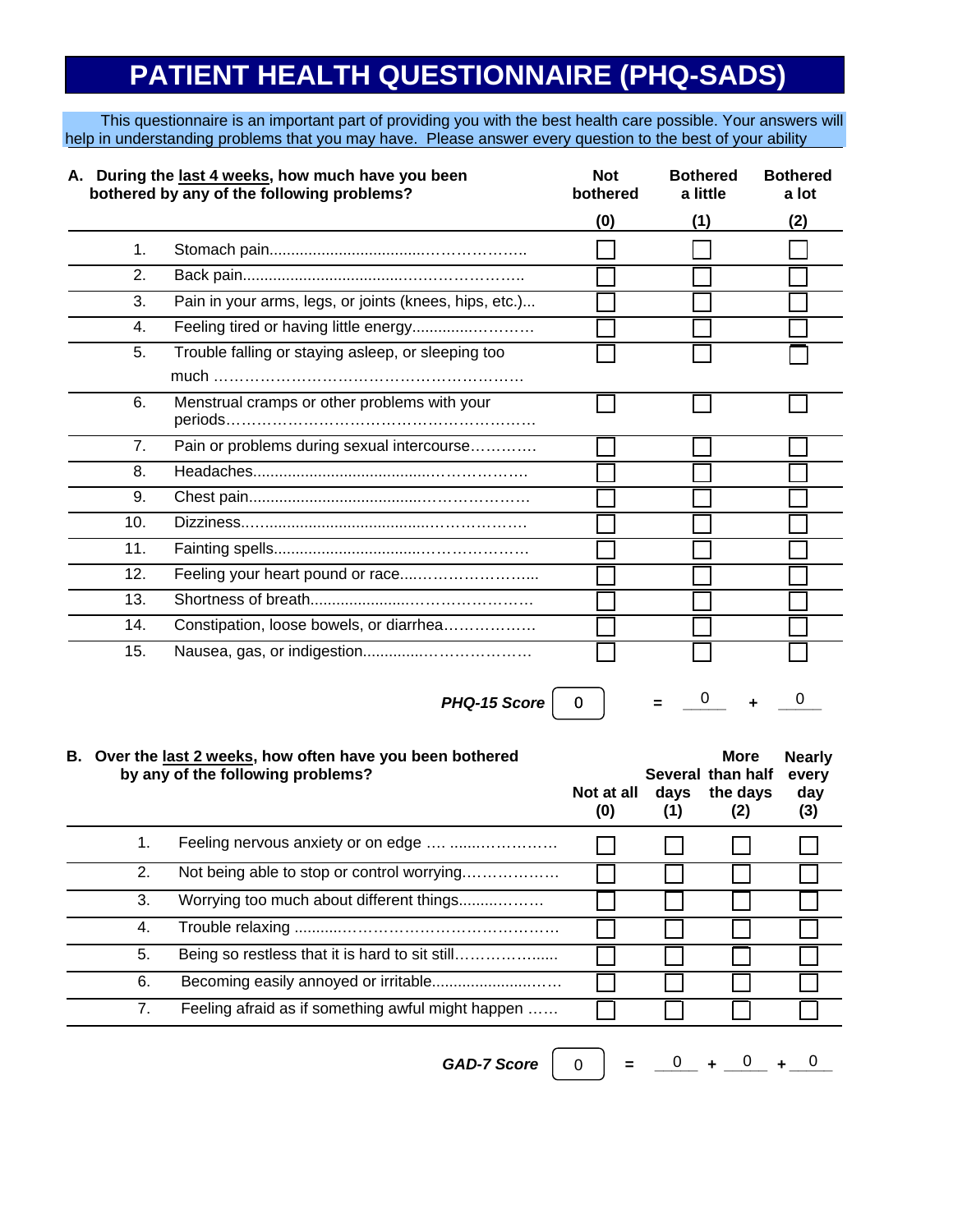# PATIENT HEALTH QUESTIONNAIRE (PHQ-SADS)

This questionnaire is an important part of providing you with the best health care possible. Your answers will help in understanding problems that you may have. Please answer every question to the best of your ability

| | **A. During the last 4 weeks, how much have you been bothered by any of the following problems?** | **Not bothered (0)** | **Bothered a little (1)** | **Bothered a lot (2)** |
|---|---|---|---|---|
| 1. | Stomach pain…………………………… | ☐ | ☐ | ☐ |
| 2. | Back pain…………………………… | ☐ | ☐ | ☐ |
| 3. | Pain in your arms, legs, or joints (knees, hips, etc.)... | ☐ | ☐ | ☐ |
| 4. | Feeling tired or having little energy…………………… | ☐ | ☐ | ☐ |
| 5. | Trouble falling or staying asleep, or sleeping too much …………………………………………… | ☐ | ☐ | ☐ |
| 6. | Menstrual cramps or other problems with your periods…………………………………………… | ☐ | ☐ | ☐ |
| 7. | Pain or problems during sexual intercourse………… | ☐ | ☐ | ☐ |
| 8. | Headaches…………………………… | ☐ | ☐ | ☐ |
| 9. | Chest pain…………………………… | ☐ | ☐ | ☐ |
| 10. | Dizziness…………………………… | ☐ | ☐ | ☐ |
| 11. | Fainting spells…………………………… | ☐ | ☐ | ☐ |
| 12. | Feeling your heart pound or race…………………… | ☐ | ☐ | ☐ |
| 13. | Shortness of breath…………………………… | ☐ | ☐ | ☐ |
| 14. | Constipation, loose bowels, or diarrhea……………… | ☐ | ☐ | ☐ |
| 15. | Nausea, gas, or indigestion…………………………… | ☐ | ☐ | ☐ |

***PHQ-15 Score*** 0 = 0 + 0

| | **B. Over the last 2 weeks, how often have you been bothered by any of the following problems?** | **Not at all (0)** | **Several days (1)** | **More than half the days (2)** | **Nearly every day (3)** |
|---|---|---|---|---|---|
| 1. | Feeling nervous anxiety or on edge ……………………… | ☐ | ☐ | ☐ | ☐ |
| 2. | Not being able to stop or control worrying……………… | ☐ | ☐ | ☐ | ☐ |
| 3. | Worrying too much about different things……………… | ☐ | ☐ | ☐ | ☐ |
| 4. | Trouble relaxing …………………………………………… | ☐ | ☐ | ☐ | ☐ |
| 5. | Being so restless that it is hard to sit still……………… | ☐ | ☐ | ☐ | ☐ |
| 6. | Becoming easily annoyed or irritable………………… | ☐ | ☐ | ☐ | ☐ |
| 7. | Feeling afraid as if something awful might happen …… | ☐ | ☐ | ☐ | ☐ |

***GAD-7 Score*** 0 = 0 + 0 + 0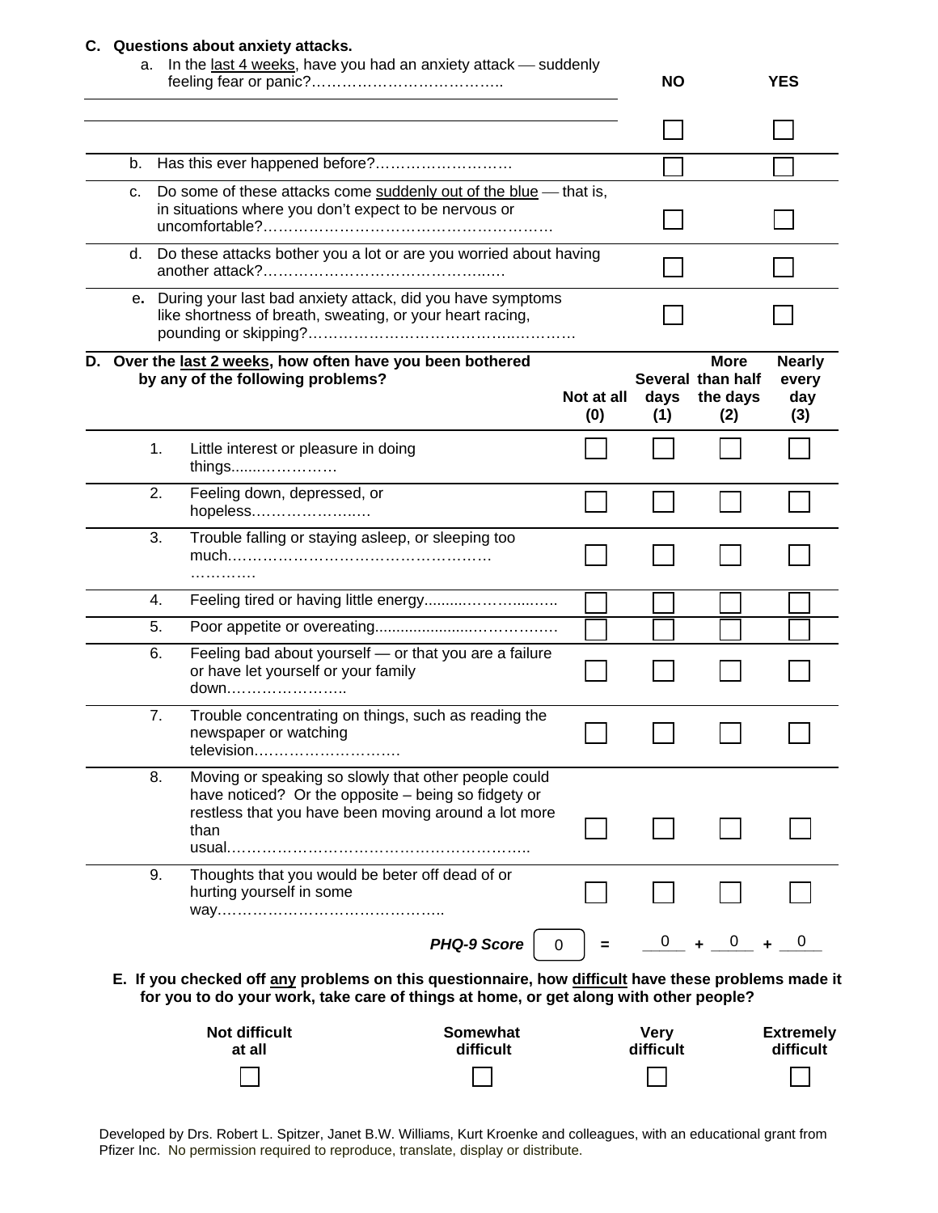**C. Questions about anxiety attacks.**

| | NO | YES |
|---|---|---|
| a. In the <u>last 4 weeks</u>, have you had an anxiety attack — suddenly feeling fear or panic?……………………………….. | ☐ | ☐ |
| b. Has this ever happened before?……………………… | ☐ | ☐ |
| c. Do some of these attacks come <u>suddenly out of the blue</u> — that is, in situations where you don't expect to be nervous or uncomfortable?…………………………………………………. | ☐ | ☐ |
| d. Do these attacks bother you a lot or are you worried about having another attack?……………………………………..…. | ☐ | ☐ |
| e. During your last bad anxiety attack, did you have symptoms like shortness of breath, sweating, or your heart racing, pounding or skipping?…………………………………..………… | ☐ | ☐ |

| **D. Over the <u>last 2 weeks</u>, how often have you been bothered by any of the following problems?** | **Not at all (0)** | **Several days (1)** | **More than half the days (2)** | **Nearly every day (3)** |
|---|---|---|---|---|
| 1. Little interest or pleasure in doing things......…………… | ☐ | ☐ | ☐ | ☐ |
| 2. Feeling down, depressed, or hopeless.……………….…. | ☐ | ☐ | ☐ | ☐ |
| 3. Trouble falling or staying asleep, or sleeping too much.…………………………………………… …………. | ☐ | ☐ | ☐ | ☐ |
| 4. Feeling tired or having little energy.........……….....….. | ☐ | ☐ | ☐ | ☐ |
| 5. Poor appetite or overeating......................……………… | ☐ | ☐ | ☐ | ☐ |
| 6. Feeling bad about yourself — or that you are a failure or have let yourself or your family down………………….. | ☐ | ☐ | ☐ | ☐ |
| 7. Trouble concentrating on things, such as reading the newspaper or watching television.………………………… | ☐ | ☐ | ☐ | ☐ |
| 8. Moving or speaking so slowly that other people could have noticed? Or the opposite – being so fidgety or restless that you have been moving around a lot more than usual………………………………………………….. | ☐ | ☐ | ☐ | ☐ |
| 9. Thoughts that you would be beter off dead of or hurting yourself in some way…………………………………….. | ☐ | ☐ | ☐ | ☐ |

***PHQ-9 Score*** 0 = 0 + 0 + 0

**E. If you checked off <u>any</u> problems on this questionnaire, how <u>difficult</u> have these problems made it for you to do your work, take care of things at home, or get along with other people?**

| Not difficult at all | Somewhat difficult | Very difficult | Extremely difficult |
|---|---|---|---|
| ☐ | ☐ | ☐ | ☐ |

Developed by Drs. Robert L. Spitzer, Janet B.W. Williams, Kurt Kroenke and colleagues, with an educational grant from Pfizer Inc. No permission required to reproduce, translate, display or distribute.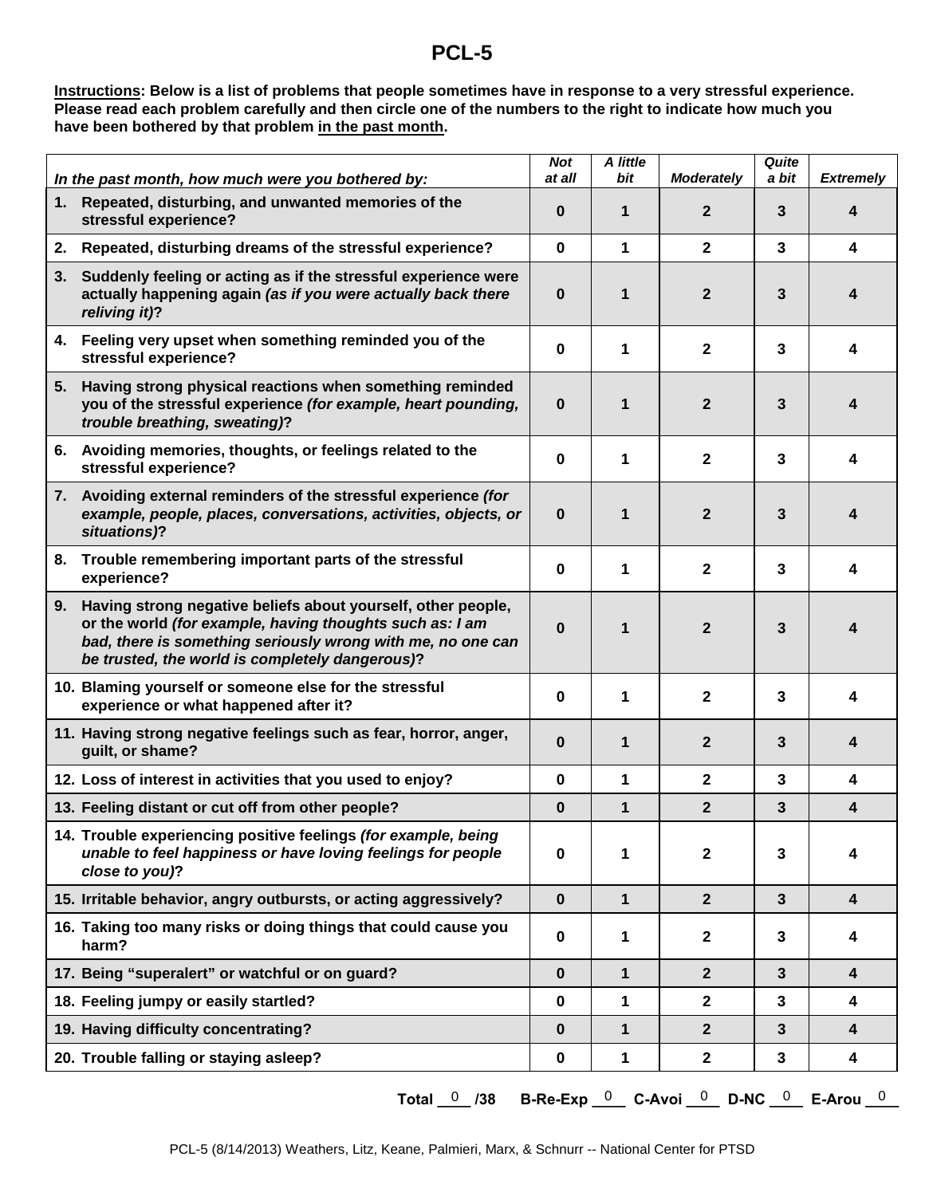# PCL-5

**Instructions: Below is a list of problems that people sometimes have in response to a very stressful experience. Please read each problem carefully and then circle one of the numbers to the right to indicate how much you have been bothered by that problem in the past month.**

| *In the past month, how much were you bothered by:* | *Not at all* | *A little bit* | *Moderately* | *Quite a bit* | *Extremely* |
|---|---|---|---|---|---|
| **1. Repeated, disturbing, and unwanted memories of the stressful experience?** | **0** | **1** | **2** | **3** | **4** |
| **2. Repeated, disturbing dreams of the stressful experience?** | **0** | **1** | **2** | **3** | **4** |
| **3. Suddenly feeling or acting as if the stressful experience were actually happening again *(as if you were actually back there reliving it)*?** | **0** | **1** | **2** | **3** | **4** |
| **4. Feeling very upset when something reminded you of the stressful experience?** | **0** | **1** | **2** | **3** | **4** |
| **5. Having strong physical reactions when something reminded you of the stressful experience *(for example, heart pounding, trouble breathing, sweating)*?** | **0** | **1** | **2** | **3** | **4** |
| **6. Avoiding memories, thoughts, or feelings related to the stressful experience?** | **0** | **1** | **2** | **3** | **4** |
| **7. Avoiding external reminders of the stressful experience *(for example, people, places, conversations, activities, objects, or situations)*?** | **0** | **1** | **2** | **3** | **4** |
| **8. Trouble remembering important parts of the stressful experience?** | **0** | **1** | **2** | **3** | **4** |
| **9. Having strong negative beliefs about yourself, other people, or the world *(for example, having thoughts such as: I am bad, there is something seriously wrong with me, no one can be trusted, the world is completely dangerous)*?** | **0** | **1** | **2** | **3** | **4** |
| **10. Blaming yourself or someone else for the stressful experience or what happened after it?** | **0** | **1** | **2** | **3** | **4** |
| **11. Having strong negative feelings such as fear, horror, anger, guilt, or shame?** | **0** | **1** | **2** | **3** | **4** |
| **12. Loss of interest in activities that you used to enjoy?** | **0** | **1** | **2** | **3** | **4** |
| **13. Feeling distant or cut off from other people?** | **0** | **1** | **2** | **3** | **4** |
| **14. Trouble experiencing positive feelings *(for example, being unable to feel happiness or have loving feelings for people close to you)*?** | **0** | **1** | **2** | **3** | **4** |
| **15. Irritable behavior, angry outbursts, or acting aggressively?** | **0** | **1** | **2** | **3** | **4** |
| **16. Taking too many risks or doing things that could cause you harm?** | **0** | **1** | **2** | **3** | **4** |
| **17. Being "superalert" or watchful or on guard?** | **0** | **1** | **2** | **3** | **4** |
| **18. Feeling jumpy or easily startled?** | **0** | **1** | **2** | **3** | **4** |
| **19. Having difficulty concentrating?** | **0** | **1** | **2** | **3** | **4** |
| **20. Trouble falling or staying asleep?** | **0** | **1** | **2** | **3** | **4** |

**Total** 0 **/38** **B-Re-Exp** 0 **C-Avoi** 0 **D-NC** 0 **E-Arou** 0

PCL-5 (8/14/2013) Weathers, Litz, Keane, Palmieri, Marx, & Schnurr -- National Center for PTSD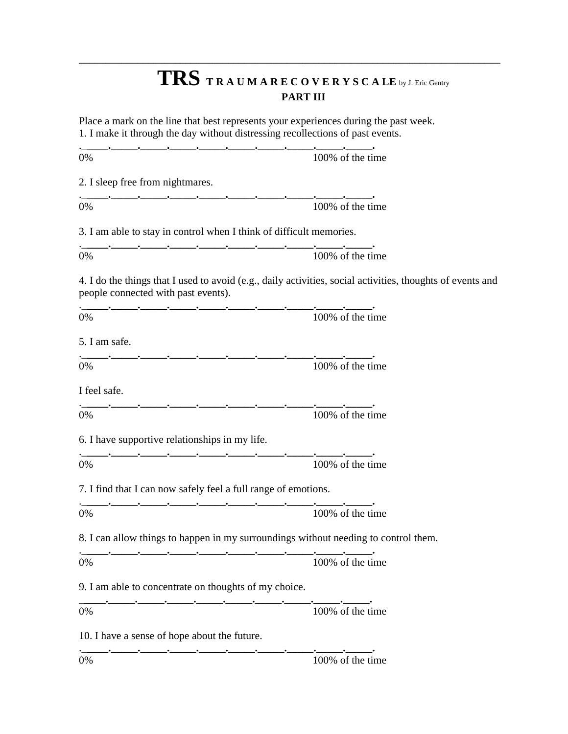# TRS T R A U M A R E C O V E R Y S C A L E by J. Eric Gentry

**PART III**

Place a mark on the line that best represents your experiences during the past week.

1. I make it through the day without distressing recollections of past events.

._____._____._____._____._____._____._____._____._____._____.

0% 100% of the time

2. I sleep free from nightmares.

._____._____._____._____._____._____._____._____._____._____.

0% 100% of the time

3. I am able to stay in control when I think of difficult memories.

._____._____._____._____._____._____._____._____._____._____.

0% 100% of the time

4. I do the things that I used to avoid (e.g., daily activities, social activities, thoughts of events and people connected with past events).

._____._____._____._____._____._____._____._____._____._____.

0% 100% of the time

5. I am safe.

._____._____._____._____._____._____._____._____._____._____.

0% 100% of the time

I feel safe.

._____._____._____._____._____._____._____._____._____._____.

0% 100% of the time

6. I have supportive relationships in my life.

._____._____._____._____._____._____._____._____._____._____.

0% 100% of the time

7. I find that I can now safely feel a full range of emotions.

._____._____._____._____._____._____._____._____._____._____.

0% 100% of the time

8. I can allow things to happen in my surroundings without needing to control them.

._____._____._____._____._____._____._____._____._____._____.

0% 100% of the time

9. I am able to concentrate on thoughts of my choice.

_____._____._____._____._____._____._____._____._____._____.

0% 100% of the time

10. I have a sense of hope about the future.

._____._____._____._____._____._____._____._____._____._____.

0% 100% of the time